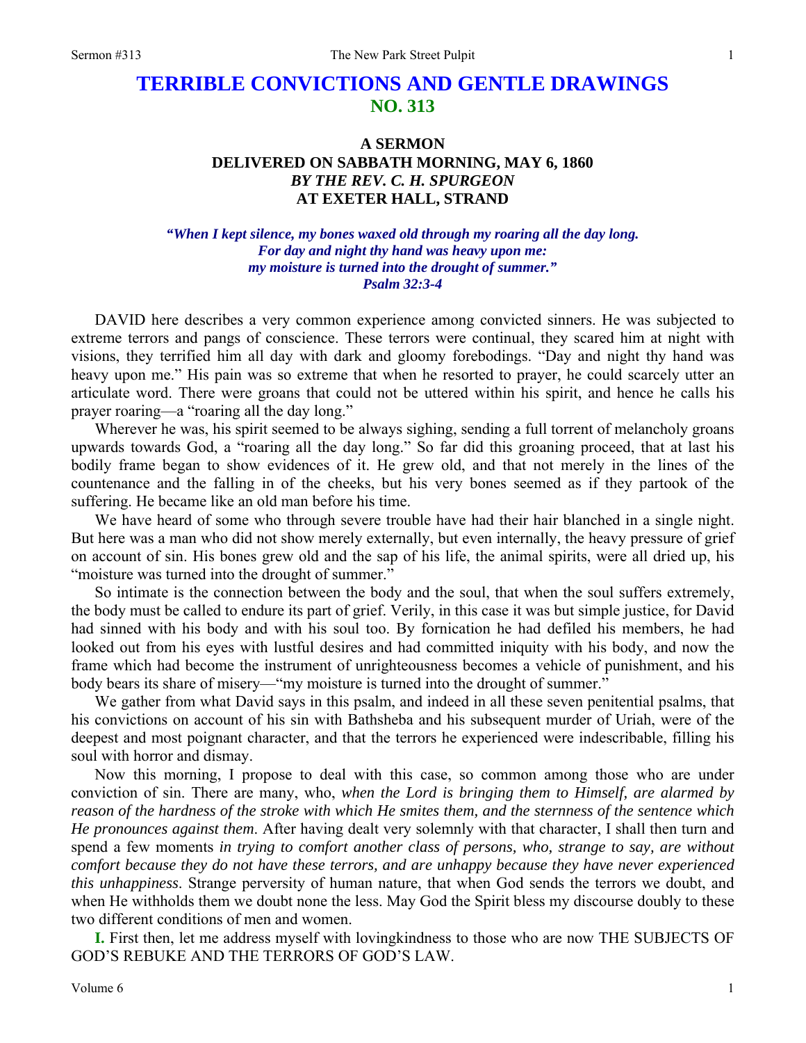# TERRIBLE CONVICTIONS AND GENTLE DRAWINGS
## NO. 313

### A SERMON
### DELIVERED ON SABBATH MORNING, MAY 6, 1860
### *BY THE REV. C. H. SPURGEON*
### AT EXETER HALL, STRAND

***"When I kept silence, my bones waxed old through my roaring all the day long. For day and night thy hand was heavy upon me: my moisture is turned into the drought of summer." Psalm 32:3-4***

DAVID here describes a very common experience among convicted sinners. He was subjected to extreme terrors and pangs of conscience. These terrors were continual, they scared him at night with visions, they terrified him all day with dark and gloomy forebodings. "Day and night thy hand was heavy upon me." His pain was so extreme that when he resorted to prayer, he could scarcely utter an articulate word. There were groans that could not be uttered within his spirit, and hence he calls his prayer roaring—a "roaring all the day long."

Wherever he was, his spirit seemed to be always sighing, sending a full torrent of melancholy groans upwards towards God, a "roaring all the day long." So far did this groaning proceed, that at last his bodily frame began to show evidences of it. He grew old, and that not merely in the lines of the countenance and the falling in of the cheeks, but his very bones seemed as if they partook of the suffering. He became like an old man before his time.

We have heard of some who through severe trouble have had their hair blanched in a single night. But here was a man who did not show merely externally, but even internally, the heavy pressure of grief on account of sin. His bones grew old and the sap of his life, the animal spirits, were all dried up, his "moisture was turned into the drought of summer."

So intimate is the connection between the body and the soul, that when the soul suffers extremely, the body must be called to endure its part of grief. Verily, in this case it was but simple justice, for David had sinned with his body and with his soul too. By fornication he had defiled his members, he had looked out from his eyes with lustful desires and had committed iniquity with his body, and now the frame which had become the instrument of unrighteousness becomes a vehicle of punishment, and his body bears its share of misery—"my moisture is turned into the drought of summer."

We gather from what David says in this psalm, and indeed in all these seven penitential psalms, that his convictions on account of his sin with Bathsheba and his subsequent murder of Uriah, were of the deepest and most poignant character, and that the terrors he experienced were indescribable, filling his soul with horror and dismay.

Now this morning, I propose to deal with this case, so common among those who are under conviction of sin. There are many, who, *when the Lord is bringing them to Himself, are alarmed by reason of the hardness of the stroke with which He smites them, and the sternness of the sentence which He pronounces against them*. After having dealt very solemnly with that character, I shall then turn and spend a few moments *in trying to comfort another class of persons, who, strange to say, are without comfort because they do not have these terrors, and are unhappy because they have never experienced this unhappiness*. Strange perversity of human nature, that when God sends the terrors we doubt, and when He withholds them we doubt none the less. May God the Spirit bless my discourse doubly to these two different conditions of men and women.

**I.** First then, let me address myself with lovingkindness to those who are now THE SUBJECTS OF GOD'S REBUKE AND THE TERRORS OF GOD'S LAW.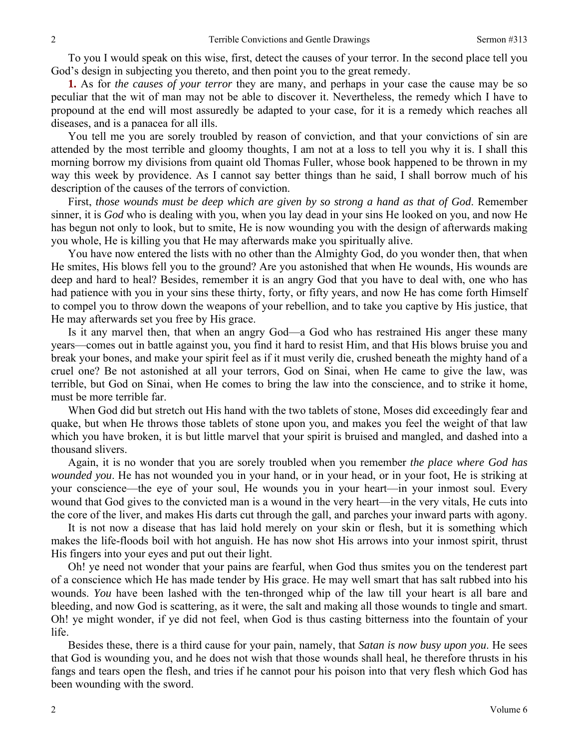To you I would speak on this wise, first, detect the causes of your terror. In the second place tell you God's design in subjecting you thereto, and then point you to the great remedy.

**1.** As for *the causes of your terror* they are many, and perhaps in your case the cause may be so peculiar that the wit of man may not be able to discover it. Nevertheless, the remedy which I have to propound at the end will most assuredly be adapted to your case, for it is a remedy which reaches all diseases, and is a panacea for all ills.

You tell me you are sorely troubled by reason of conviction, and that your convictions of sin are attended by the most terrible and gloomy thoughts, I am not at a loss to tell you why it is. I shall this morning borrow my divisions from quaint old Thomas Fuller, whose book happened to be thrown in my way this week by providence. As I cannot say better things than he said, I shall borrow much of his description of the causes of the terrors of conviction.

First, *those wounds must be deep which are given by so strong a hand as that of God*. Remember sinner, it is *God* who is dealing with you, when you lay dead in your sins He looked on you, and now He has begun not only to look, but to smite, He is now wounding you with the design of afterwards making you whole, He is killing you that He may afterwards make you spiritually alive.

You have now entered the lists with no other than the Almighty God, do you wonder then, that when He smites, His blows fell you to the ground? Are you astonished that when He wounds, His wounds are deep and hard to heal? Besides, remember it is an angry God that you have to deal with, one who has had patience with you in your sins these thirty, forty, or fifty years, and now He has come forth Himself to compel you to throw down the weapons of your rebellion, and to take you captive by His justice, that He may afterwards set you free by His grace.

Is it any marvel then, that when an angry God—a God who has restrained His anger these many years—comes out in battle against you, you find it hard to resist Him, and that His blows bruise you and break your bones, and make your spirit feel as if it must verily die, crushed beneath the mighty hand of a cruel one? Be not astonished at all your terrors, God on Sinai, when He came to give the law, was terrible, but God on Sinai, when He comes to bring the law into the conscience, and to strike it home, must be more terrible far.

When God did but stretch out His hand with the two tablets of stone, Moses did exceedingly fear and quake, but when He throws those tablets of stone upon you, and makes you feel the weight of that law which you have broken, it is but little marvel that your spirit is bruised and mangled, and dashed into a thousand slivers.

Again, it is no wonder that you are sorely troubled when you remember *the place where God has wounded you*. He has not wounded you in your hand, or in your head, or in your foot, He is striking at your conscience—the eye of your soul, He wounds you in your heart—in your inmost soul. Every wound that God gives to the convicted man is a wound in the very heart—in the very vitals, He cuts into the core of the liver, and makes His darts cut through the gall, and parches your inward parts with agony.

It is not now a disease that has laid hold merely on your skin or flesh, but it is something which makes the life-floods boil with hot anguish. He has now shot His arrows into your inmost spirit, thrust His fingers into your eyes and put out their light.

Oh! ye need not wonder that your pains are fearful, when God thus smites you on the tenderest part of a conscience which He has made tender by His grace. He may well smart that has salt rubbed into his wounds. *You* have been lashed with the ten-thronged whip of the law till your heart is all bare and bleeding, and now God is scattering, as it were, the salt and making all those wounds to tingle and smart. Oh! ye might wonder, if ye did not feel, when God is thus casting bitterness into the fountain of your life.

Besides these, there is a third cause for your pain, namely, that *Satan is now busy upon you*. He sees that God is wounding you, and he does not wish that those wounds shall heal, he therefore thrusts in his fangs and tears open the flesh, and tries if he cannot pour his poison into that very flesh which God has been wounding with the sword.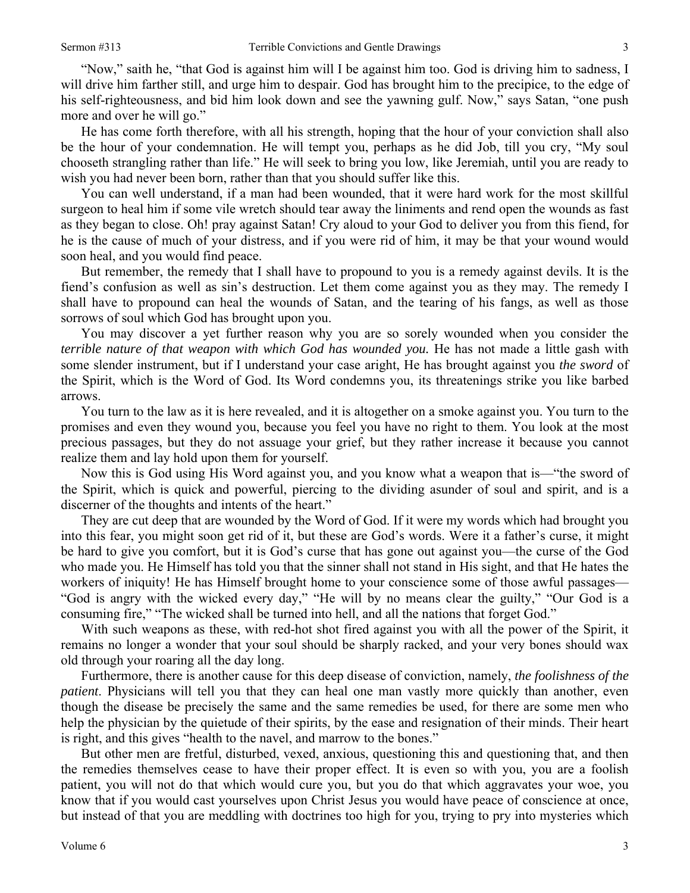"Now," saith he, "that God is against him will I be against him too. God is driving him to sadness, I will drive him farther still, and urge him to despair. God has brought him to the precipice, to the edge of his self-righteousness, and bid him look down and see the yawning gulf. Now," says Satan, "one push more and over he will go."

He has come forth therefore, with all his strength, hoping that the hour of your conviction shall also be the hour of your condemnation. He will tempt you, perhaps as he did Job, till you cry, "My soul chooseth strangling rather than life." He will seek to bring you low, like Jeremiah, until you are ready to wish you had never been born, rather than that you should suffer like this.

You can well understand, if a man had been wounded, that it were hard work for the most skillful surgeon to heal him if some vile wretch should tear away the liniments and rend open the wounds as fast as they began to close. Oh! pray against Satan! Cry aloud to your God to deliver you from this fiend, for he is the cause of much of your distress, and if you were rid of him, it may be that your wound would soon heal, and you would find peace.

But remember, the remedy that I shall have to propound to you is a remedy against devils. It is the fiend's confusion as well as sin's destruction. Let them come against you as they may. The remedy I shall have to propound can heal the wounds of Satan, and the tearing of his fangs, as well as those sorrows of soul which God has brought upon you.

You may discover a yet further reason why you are so sorely wounded when you consider the *terrible nature of that weapon with which God has wounded you.* He has not made a little gash with some slender instrument, but if I understand your case aright, He has brought against you *the sword* of the Spirit, which is the Word of God. Its Word condemns you, its threatenings strike you like barbed arrows.

You turn to the law as it is here revealed, and it is altogether on a smoke against you. You turn to the promises and even they wound you, because you feel you have no right to them. You look at the most precious passages, but they do not assuage your grief, but they rather increase it because you cannot realize them and lay hold upon them for yourself.

Now this is God using His Word against you, and you know what a weapon that is—"the sword of the Spirit, which is quick and powerful, piercing to the dividing asunder of soul and spirit, and is a discerner of the thoughts and intents of the heart."

They are cut deep that are wounded by the Word of God. If it were my words which had brought you into this fear, you might soon get rid of it, but these are God's words. Were it a father's curse, it might be hard to give you comfort, but it is God's curse that has gone out against you—the curse of the God who made you. He Himself has told you that the sinner shall not stand in His sight, and that He hates the workers of iniquity! He has Himself brought home to your conscience some of those awful passages—"God is angry with the wicked every day," "He will by no means clear the guilty," "Our God is a consuming fire," "The wicked shall be turned into hell, and all the nations that forget God."

With such weapons as these, with red-hot shot fired against you with all the power of the Spirit, it remains no longer a wonder that your soul should be sharply racked, and your very bones should wax old through your roaring all the day long.

Furthermore, there is another cause for this deep disease of conviction, namely, *the foolishness of the patient*. Physicians will tell you that they can heal one man vastly more quickly than another, even though the disease be precisely the same and the same remedies be used, for there are some men who help the physician by the quietude of their spirits, by the ease and resignation of their minds. Their heart is right, and this gives "health to the navel, and marrow to the bones."

But other men are fretful, disturbed, vexed, anxious, questioning this and questioning that, and then the remedies themselves cease to have their proper effect. It is even so with you, you are a foolish patient, you will not do that which would cure you, but you do that which aggravates your woe, you know that if you would cast yourselves upon Christ Jesus you would have peace of conscience at once, but instead of that you are meddling with doctrines too high for you, trying to pry into mysteries which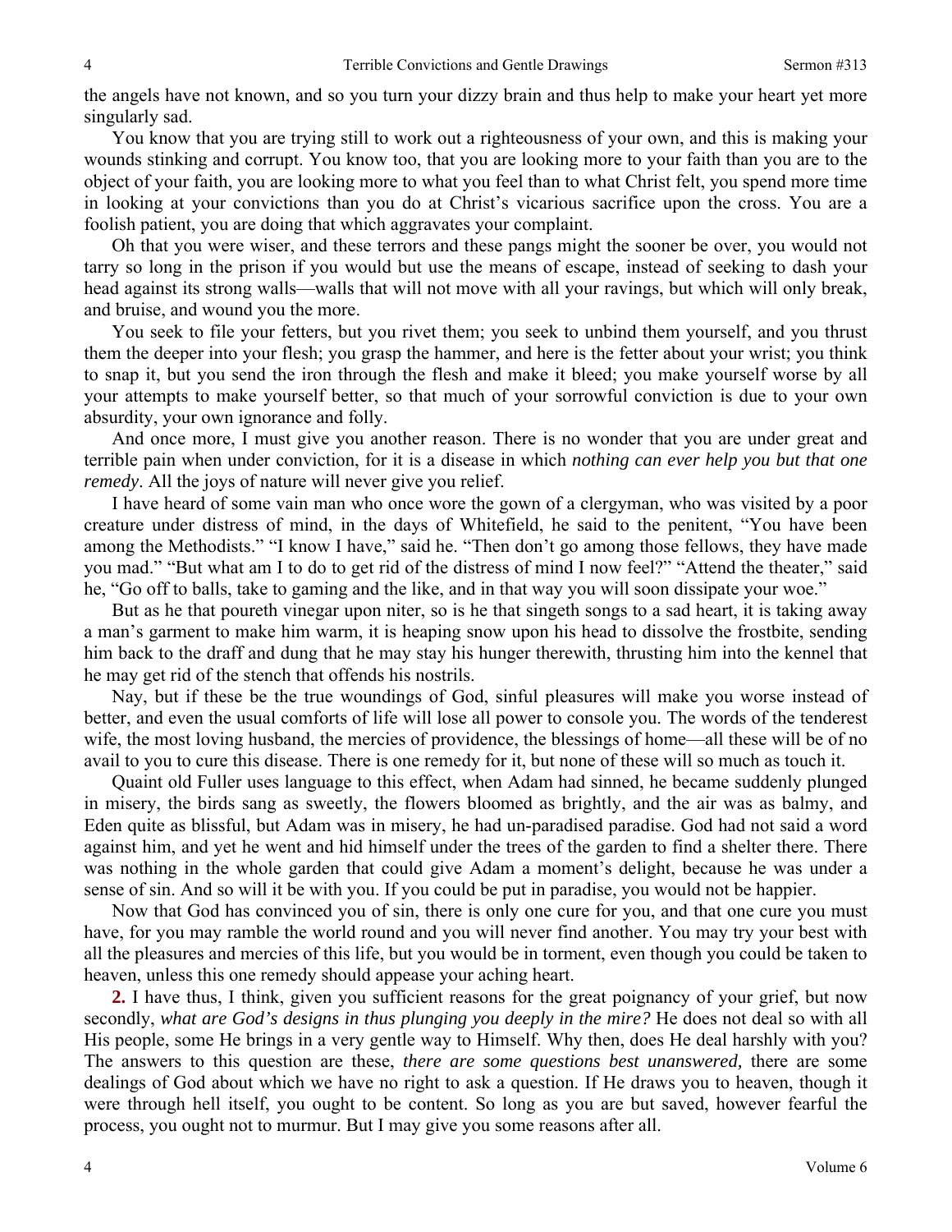the angels have not known, and so you turn your dizzy brain and thus help to make your heart yet more singularly sad.

You know that you are trying still to work out a righteousness of your own, and this is making your wounds stinking and corrupt. You know too, that you are looking more to your faith than you are to the object of your faith, you are looking more to what you feel than to what Christ felt, you spend more time in looking at your convictions than you do at Christ's vicarious sacrifice upon the cross. You are a foolish patient, you are doing that which aggravates your complaint.

Oh that you were wiser, and these terrors and these pangs might the sooner be over, you would not tarry so long in the prison if you would but use the means of escape, instead of seeking to dash your head against its strong walls—walls that will not move with all your ravings, but which will only break, and bruise, and wound you the more.

You seek to file your fetters, but you rivet them; you seek to unbind them yourself, and you thrust them the deeper into your flesh; you grasp the hammer, and here is the fetter about your wrist; you think to snap it, but you send the iron through the flesh and make it bleed; you make yourself worse by all your attempts to make yourself better, so that much of your sorrowful conviction is due to your own absurdity, your own ignorance and folly.

And once more, I must give you another reason. There is no wonder that you are under great and terrible pain when under conviction, for it is a disease in which *nothing can ever help you but that one remedy*. All the joys of nature will never give you relief.

I have heard of some vain man who once wore the gown of a clergyman, who was visited by a poor creature under distress of mind, in the days of Whitefield, he said to the penitent, "You have been among the Methodists." "I know I have," said he. "Then don't go among those fellows, they have made you mad." "But what am I to do to get rid of the distress of mind I now feel?" "Attend the theater," said he, "Go off to balls, take to gaming and the like, and in that way you will soon dissipate your woe."

But as he that poureth vinegar upon niter, so is he that singeth songs to a sad heart, it is taking away a man's garment to make him warm, it is heaping snow upon his head to dissolve the frostbite, sending him back to the draff and dung that he may stay his hunger therewith, thrusting him into the kennel that he may get rid of the stench that offends his nostrils.

Nay, but if these be the true woundings of God, sinful pleasures will make you worse instead of better, and even the usual comforts of life will lose all power to console you. The words of the tenderest wife, the most loving husband, the mercies of providence, the blessings of home—all these will be of no avail to you to cure this disease. There is one remedy for it, but none of these will so much as touch it.

Quaint old Fuller uses language to this effect, when Adam had sinned, he became suddenly plunged in misery, the birds sang as sweetly, the flowers bloomed as brightly, and the air was as balmy, and Eden quite as blissful, but Adam was in misery, he had un-paradised paradise. God had not said a word against him, and yet he went and hid himself under the trees of the garden to find a shelter there. There was nothing in the whole garden that could give Adam a moment's delight, because he was under a sense of sin. And so will it be with you. If you could be put in paradise, you would not be happier.

Now that God has convinced you of sin, there is only one cure for you, and that one cure you must have, for you may ramble the world round and you will never find another. You may try your best with all the pleasures and mercies of this life, but you would be in torment, even though you could be taken to heaven, unless this one remedy should appease your aching heart.

**2.** I have thus, I think, given you sufficient reasons for the great poignancy of your grief, but now secondly, *what are God's designs in thus plunging you deeply in the mire?* He does not deal so with all His people, some He brings in a very gentle way to Himself. Why then, does He deal harshly with you? The answers to this question are these, *there are some questions best unanswered,* there are some dealings of God about which we have no right to ask a question. If He draws you to heaven, though it were through hell itself, you ought to be content. So long as you are but saved, however fearful the process, you ought not to murmur. But I may give you some reasons after all.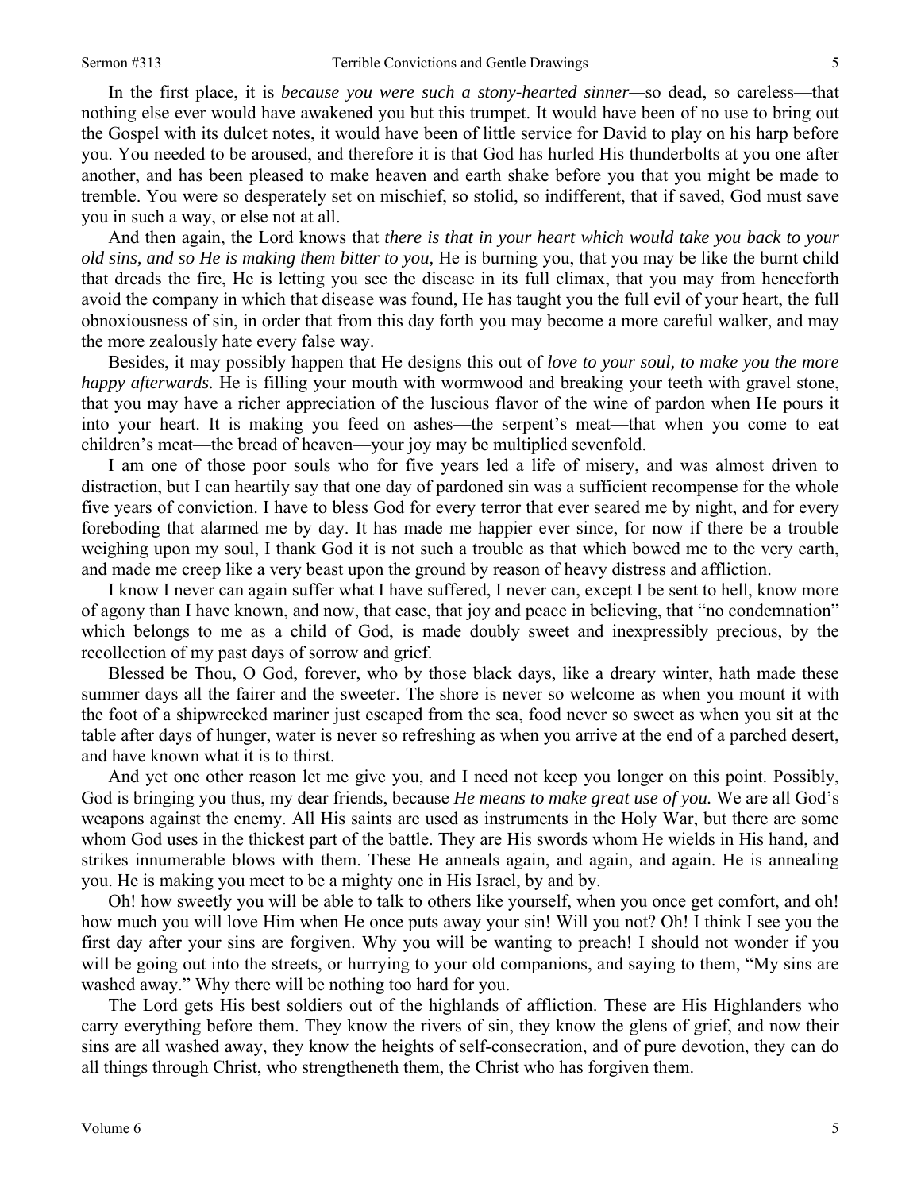In the first place, it is *because you were such a stony-hearted sinner—*so dead, so careless—that nothing else ever would have awakened you but this trumpet. It would have been of no use to bring out the Gospel with its dulcet notes, it would have been of little service for David to play on his harp before you. You needed to be aroused, and therefore it is that God has hurled His thunderbolts at you one after another, and has been pleased to make heaven and earth shake before you that you might be made to tremble. You were so desperately set on mischief, so stolid, so indifferent, that if saved, God must save you in such a way, or else not at all.

And then again, the Lord knows that *there is that in your heart which would take you back to your old sins, and so He is making them bitter to you,* He is burning you, that you may be like the burnt child that dreads the fire, He is letting you see the disease in its full climax, that you may from henceforth avoid the company in which that disease was found, He has taught you the full evil of your heart, the full obnoxiousness of sin, in order that from this day forth you may become a more careful walker, and may the more zealously hate every false way.

Besides, it may possibly happen that He designs this out of *love to your soul, to make you the more happy afterwards.* He is filling your mouth with wormwood and breaking your teeth with gravel stone, that you may have a richer appreciation of the luscious flavor of the wine of pardon when He pours it into your heart. It is making you feed on ashes—the serpent's meat—that when you come to eat children's meat—the bread of heaven—your joy may be multiplied sevenfold.

I am one of those poor souls who for five years led a life of misery, and was almost driven to distraction, but I can heartily say that one day of pardoned sin was a sufficient recompense for the whole five years of conviction. I have to bless God for every terror that ever seared me by night, and for every foreboding that alarmed me by day. It has made me happier ever since, for now if there be a trouble weighing upon my soul, I thank God it is not such a trouble as that which bowed me to the very earth, and made me creep like a very beast upon the ground by reason of heavy distress and affliction.

I know I never can again suffer what I have suffered, I never can, except I be sent to hell, know more of agony than I have known, and now, that ease, that joy and peace in believing, that "no condemnation" which belongs to me as a child of God, is made doubly sweet and inexpressibly precious, by the recollection of my past days of sorrow and grief.

Blessed be Thou, O God, forever, who by those black days, like a dreary winter, hath made these summer days all the fairer and the sweeter. The shore is never so welcome as when you mount it with the foot of a shipwrecked mariner just escaped from the sea, food never so sweet as when you sit at the table after days of hunger, water is never so refreshing as when you arrive at the end of a parched desert, and have known what it is to thirst.

And yet one other reason let me give you, and I need not keep you longer on this point. Possibly, God is bringing you thus, my dear friends, because *He means to make great use of you.* We are all God's weapons against the enemy. All His saints are used as instruments in the Holy War, but there are some whom God uses in the thickest part of the battle. They are His swords whom He wields in His hand, and strikes innumerable blows with them. These He anneals again, and again, and again. He is annealing you. He is making you meet to be a mighty one in His Israel, by and by.

Oh! how sweetly you will be able to talk to others like yourself, when you once get comfort, and oh! how much you will love Him when He once puts away your sin! Will you not? Oh! I think I see you the first day after your sins are forgiven. Why you will be wanting to preach! I should not wonder if you will be going out into the streets, or hurrying to your old companions, and saying to them, "My sins are washed away." Why there will be nothing too hard for you.

The Lord gets His best soldiers out of the highlands of affliction. These are His Highlanders who carry everything before them. They know the rivers of sin, they know the glens of grief, and now their sins are all washed away, they know the heights of self-consecration, and of pure devotion, they can do all things through Christ, who strengtheneth them, the Christ who has forgiven them.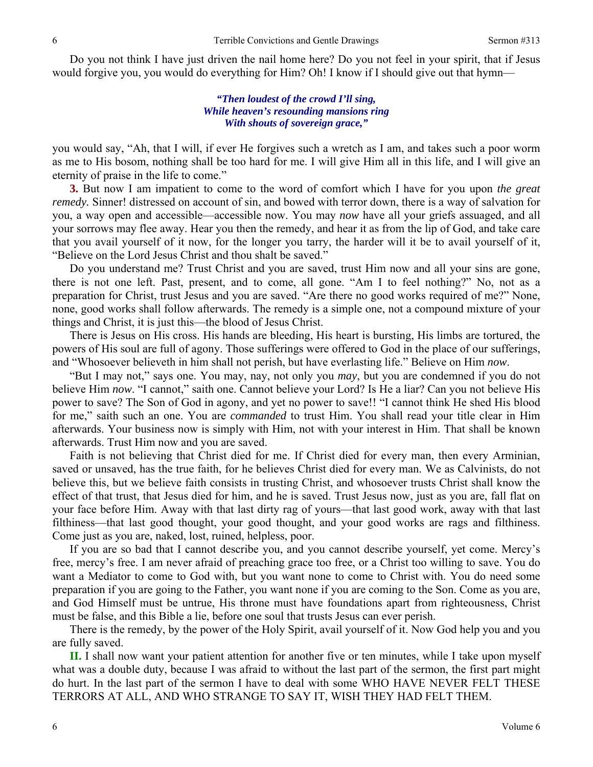Do you not think I have just driven the nail home here? Do you not feel in your spirit, that if Jesus would forgive you, you would do everything for Him? Oh! I know if I should give out that hymn—

> ***"Then loudest of the crowd I'll sing,***
> ***While heaven's resounding mansions ring***
> ***With shouts of sovereign grace,"***

you would say, "Ah, that I will, if ever He forgives such a wretch as I am, and takes such a poor worm as me to His bosom, nothing shall be too hard for me. I will give Him all in this life, and I will give an eternity of praise in the life to come."

**3.** But now I am impatient to come to the word of comfort which I have for you upon *the great remedy.* Sinner! distressed on account of sin, and bowed with terror down, there is a way of salvation for you, a way open and accessible—accessible now. You may *now* have all your griefs assuaged, and all your sorrows may flee away. Hear you then the remedy, and hear it as from the lip of God, and take care that you avail yourself of it now, for the longer you tarry, the harder will it be to avail yourself of it, "Believe on the Lord Jesus Christ and thou shalt be saved."

Do you understand me? Trust Christ and you are saved, trust Him now and all your sins are gone, there is not one left. Past, present, and to come, all gone. "Am I to feel nothing?" No, not as a preparation for Christ, trust Jesus and you are saved. "Are there no good works required of me?" None, none, good works shall follow afterwards. The remedy is a simple one, not a compound mixture of your things and Christ, it is just this—the blood of Jesus Christ.

There is Jesus on His cross. His hands are bleeding, His heart is bursting, His limbs are tortured, the powers of His soul are full of agony. Those sufferings were offered to God in the place of our sufferings, and "Whosoever believeth in him shall not perish, but have everlasting life." Believe on Him *now*.

"But I may not," says one. You may, nay, not only you *may*, but you are condemned if you do not believe Him *now*. "I cannot," saith one. Cannot believe your Lord? Is He a liar? Can you not believe His power to save? The Son of God in agony, and yet no power to save!! "I cannot think He shed His blood for me," saith such an one. You are *commanded* to trust Him. You shall read your title clear in Him afterwards. Your business now is simply with Him, not with your interest in Him. That shall be known afterwards. Trust Him now and you are saved.

Faith is not believing that Christ died for me. If Christ died for every man, then every Arminian, saved or unsaved, has the true faith, for he believes Christ died for every man. We as Calvinists, do not believe this, but we believe faith consists in trusting Christ, and whosoever trusts Christ shall know the effect of that trust, that Jesus died for him, and he is saved. Trust Jesus now, just as you are, fall flat on your face before Him. Away with that last dirty rag of yours—that last good work, away with that last filthiness—that last good thought, your good thought, and your good works are rags and filthiness. Come just as you are, naked, lost, ruined, helpless, poor.

If you are so bad that I cannot describe you, and you cannot describe yourself, yet come. Mercy's free, mercy's free. I am never afraid of preaching grace too free, or a Christ too willing to save. You do want a Mediator to come to God with, but you want none to come to Christ with. You do need some preparation if you are going to the Father, you want none if you are coming to the Son. Come as you are, and God Himself must be untrue, His throne must have foundations apart from righteousness, Christ must be false, and this Bible a lie, before one soul that trusts Jesus can ever perish.

There is the remedy, by the power of the Holy Spirit, avail yourself of it. Now God help you and you are fully saved.

**II.** I shall now want your patient attention for another five or ten minutes, while I take upon myself what was a double duty, because I was afraid to without the last part of the sermon, the first part might do hurt. In the last part of the sermon I have to deal with some WHO HAVE NEVER FELT THESE TERRORS AT ALL, AND WHO STRANGE TO SAY IT, WISH THEY HAD FELT THEM.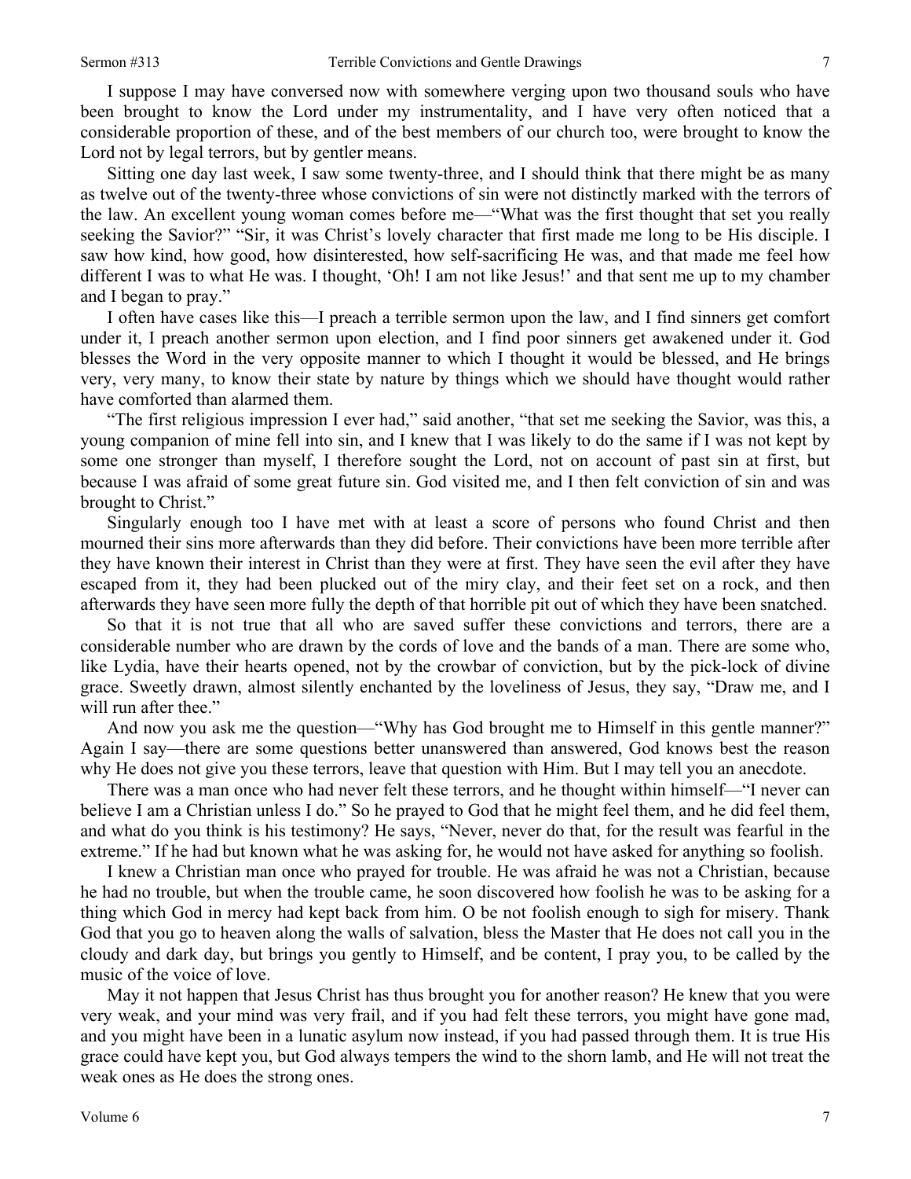I suppose I may have conversed now with somewhere verging upon two thousand souls who have been brought to know the Lord under my instrumentality, and I have very often noticed that a considerable proportion of these, and of the best members of our church too, were brought to know the Lord not by legal terrors, but by gentler means.

Sitting one day last week, I saw some twenty-three, and I should think that there might be as many as twelve out of the twenty-three whose convictions of sin were not distinctly marked with the terrors of the law. An excellent young woman comes before me—"What was the first thought that set you really seeking the Savior?" "Sir, it was Christ's lovely character that first made me long to be His disciple. I saw how kind, how good, how disinterested, how self-sacrificing He was, and that made me feel how different I was to what He was. I thought, 'Oh! I am not like Jesus!' and that sent me up to my chamber and I began to pray."

I often have cases like this—I preach a terrible sermon upon the law, and I find sinners get comfort under it, I preach another sermon upon election, and I find poor sinners get awakened under it. God blesses the Word in the very opposite manner to which I thought it would be blessed, and He brings very, very many, to know their state by nature by things which we should have thought would rather have comforted than alarmed them.

"The first religious impression I ever had," said another, "that set me seeking the Savior, was this, a young companion of mine fell into sin, and I knew that I was likely to do the same if I was not kept by some one stronger than myself, I therefore sought the Lord, not on account of past sin at first, but because I was afraid of some great future sin. God visited me, and I then felt conviction of sin and was brought to Christ."

Singularly enough too I have met with at least a score of persons who found Christ and then mourned their sins more afterwards than they did before. Their convictions have been more terrible after they have known their interest in Christ than they were at first. They have seen the evil after they have escaped from it, they had been plucked out of the miry clay, and their feet set on a rock, and then afterwards they have seen more fully the depth of that horrible pit out of which they have been snatched.

So that it is not true that all who are saved suffer these convictions and terrors, there are a considerable number who are drawn by the cords of love and the bands of a man. There are some who, like Lydia, have their hearts opened, not by the crowbar of conviction, but by the pick-lock of divine grace. Sweetly drawn, almost silently enchanted by the loveliness of Jesus, they say, "Draw me, and I will run after thee."

And now you ask me the question—"Why has God brought me to Himself in this gentle manner?" Again I say—there are some questions better unanswered than answered, God knows best the reason why He does not give you these terrors, leave that question with Him. But I may tell you an anecdote.

There was a man once who had never felt these terrors, and he thought within himself—"I never can believe I am a Christian unless I do." So he prayed to God that he might feel them, and he did feel them, and what do you think is his testimony? He says, "Never, never do that, for the result was fearful in the extreme." If he had but known what he was asking for, he would not have asked for anything so foolish.

I knew a Christian man once who prayed for trouble. He was afraid he was not a Christian, because he had no trouble, but when the trouble came, he soon discovered how foolish he was to be asking for a thing which God in mercy had kept back from him. O be not foolish enough to sigh for misery. Thank God that you go to heaven along the walls of salvation, bless the Master that He does not call you in the cloudy and dark day, but brings you gently to Himself, and be content, I pray you, to be called by the music of the voice of love.

May it not happen that Jesus Christ has thus brought you for another reason? He knew that you were very weak, and your mind was very frail, and if you had felt these terrors, you might have gone mad, and you might have been in a lunatic asylum now instead, if you had passed through them. It is true His grace could have kept you, but God always tempers the wind to the shorn lamb, and He will not treat the weak ones as He does the strong ones.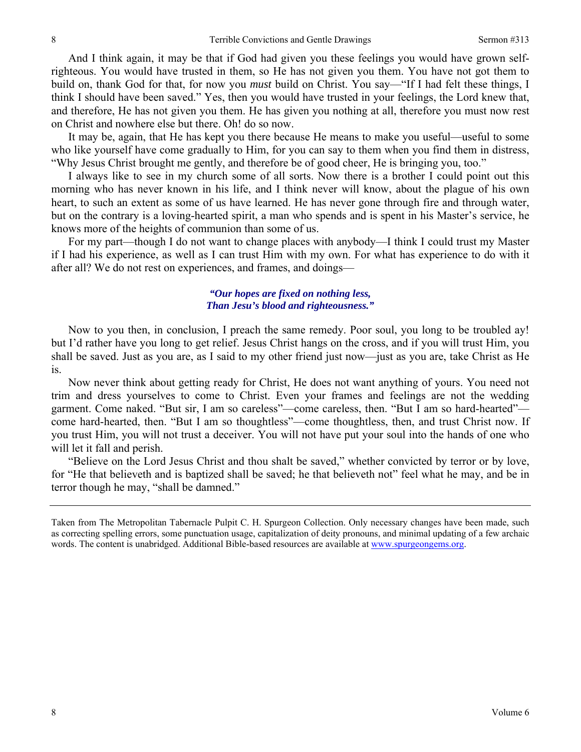And I think again, it may be that if God had given you these feelings you would have grown self-righteous. You would have trusted in them, so He has not given you them. You have not got them to build on, thank God for that, for now you *must* build on Christ. You say—"If I had felt these things, I think I should have been saved." Yes, then you would have trusted in your feelings, the Lord knew that, and therefore, He has not given you them. He has given you nothing at all, therefore you must now rest on Christ and nowhere else but there. Oh! do so now.

It may be, again, that He has kept you there because He means to make you useful—useful to some who like yourself have come gradually to Him, for you can say to them when you find them in distress, "Why Jesus Christ brought me gently, and therefore be of good cheer, He is bringing you, too."

I always like to see in my church some of all sorts. Now there is a brother I could point out this morning who has never known in his life, and I think never will know, about the plague of his own heart, to such an extent as some of us have learned. He has never gone through fire and through water, but on the contrary is a loving-hearted spirit, a man who spends and is spent in his Master's service, he knows more of the heights of communion than some of us.

For my part—though I do not want to change places with anybody—I think I could trust my Master if I had his experience, as well as I can trust Him with my own. For what has experience to do with it after all? We do not rest on experiences, and frames, and doings—

> ***"Our hopes are fixed on nothing less,***
> ***Than Jesu's blood and righteousness."***

Now to you then, in conclusion, I preach the same remedy. Poor soul, you long to be troubled ay! but I'd rather have you long to get relief. Jesus Christ hangs on the cross, and if you will trust Him, you shall be saved. Just as you are, as I said to my other friend just now—just as you are, take Christ as He is.

Now never think about getting ready for Christ, He does not want anything of yours. You need not trim and dress yourselves to come to Christ. Even your frames and feelings are not the wedding garment. Come naked. "But sir, I am so careless"—come careless, then. "But I am so hard-hearted"—come hard-hearted, then. "But I am so thoughtless"—come thoughtless, then, and trust Christ now. If you trust Him, you will not trust a deceiver. You will not have put your soul into the hands of one who will let it fall and perish.

"Believe on the Lord Jesus Christ and thou shalt be saved," whether convicted by terror or by love, for "He that believeth and is baptized shall be saved; he that believeth not" feel what he may, and be in terror though he may, "shall be damned."

---

Taken from The Metropolitan Tabernacle Pulpit C. H. Spurgeon Collection. Only necessary changes have been made, such as correcting spelling errors, some punctuation usage, capitalization of deity pronouns, and minimal updating of a few archaic words. The content is unabridged. Additional Bible-based resources are available at www.spurgeongems.org.